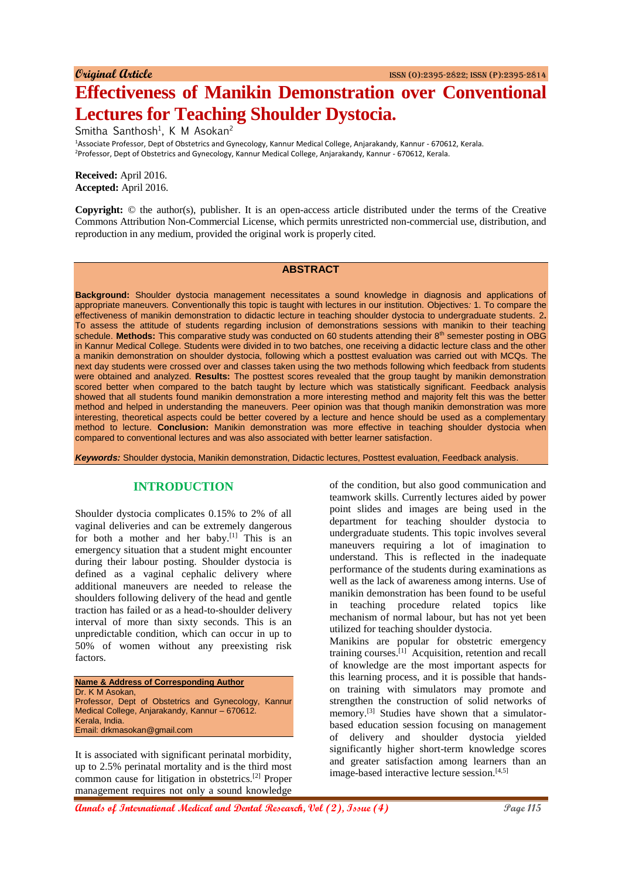Original Article

# Effectiveness of Manikin Demonstration over Conventional Lectures for Teaching Shoulder Dystocia.

Smitha Santhosh[1], K M Asokan[2]

[1]Associate Professor, Dept of Obstetrics and Gynecology, Kannur Medical College, Anjarakandy, Kannur - 670612, Kerala.
[2]Professor, Dept of Obstetrics and Gynecology, Kannur Medical College, Anjarakandy, Kannur - 670612, Kerala.

**Received:** April 2016.
**Accepted:** April 2016.

**Copyright:** © the author(s), publisher. It is an open-access article distributed under the terms of the Creative Commons Attribution Non-Commercial License, which permits unrestricted non-commercial use, distribution, and reproduction in any medium, provided the original work is properly cited.

## ABSTRACT

**Background:** Shoulder dystocia management necessitates a sound knowledge in diagnosis and applications of appropriate maneuvers. Conventionally this topic is taught with lectures in our institution. Objectives*:* 1. To compare the effectiveness of manikin demonstration to didactic lecture in teaching shoulder dystocia to undergraduate students. 2**.** To assess the attitude of students regarding inclusion of demonstrations sessions with manikin to their teaching schedule. **Methods:** This comparative study was conducted on 60 students attending their 8th semester posting in OBG in Kannur Medical College. Students were divided in to two batches, one receiving a didactic lecture class and the other a manikin demonstration on shoulder dystocia, following which a posttest evaluation was carried out with MCQs. The next day students were crossed over and classes taken using the two methods following which feedback from students were obtained and analyzed. **Results:** The posttest scores revealed that the group taught by manikin demonstration scored better when compared to the batch taught by lecture which was statistically significant. Feedback analysis showed that all students found manikin demonstration a more interesting method and majority felt this was the better method and helped in understanding the maneuvers. Peer opinion was that though manikin demonstration was more interesting, theoretical aspects could be better covered by a lecture and hence should be used as a complementary method to lecture. **Conclusion:** Manikin demonstration was more effective in teaching shoulder dystocia when compared to conventional lectures and was also associated with better learner satisfaction.

***Keywords:*** Shoulder dystocia, Manikin demonstration, Didactic lectures, Posttest evaluation, Feedback analysis.

## INTRODUCTION

Shoulder dystocia complicates 0.15% to 2% of all vaginal deliveries and can be extremely dangerous for both a mother and her baby.[1] This is an emergency situation that a student might encounter during their labour posting. Shoulder dystocia is defined as a vaginal cephalic delivery where additional maneuvers are needed to release the shoulders following delivery of the head and gentle traction has failed or as a head-to-shoulder delivery interval of more than sixty seconds. This is an unpredictable condition, which can occur in up to 50% of women without any preexisting risk factors.

**Name & Address of Corresponding Author**
Dr. K M Asokan,
Professor, Dept of Obstetrics and Gynecology, Kannur Medical College, Anjarakandy, Kannur – 670612.
Kerala, India.
Email: drkmasokan@gmail.com

It is associated with significant perinatal morbidity, up to 2.5% perinatal mortality and is the third most common cause for litigation in obstetrics.[2] Proper management requires not only a sound knowledge of the condition, but also good communication and teamwork skills. Currently lectures aided by power point slides and images are being used in the department for teaching shoulder dystocia to undergraduate students. This topic involves several maneuvers requiring a lot of imagination to understand. This is reflected in the inadequate performance of the students during examinations as well as the lack of awareness among interns. Use of manikin demonstration has been found to be useful in teaching procedure related topics like mechanism of normal labour, but has not yet been utilized for teaching shoulder dystocia.

Manikins are popular for obstetric emergency training courses.[1] Acquisition, retention and recall of knowledge are the most important aspects for this learning process, and it is possible that hands-on training with simulators may promote and strengthen the construction of solid networks of memory.[3] Studies have shown that a simulator-based education session focusing on management of delivery and shoulder dystocia yielded significantly higher short-term knowledge scores and greater satisfaction among learners than an image-based interactive lecture session.[4,5]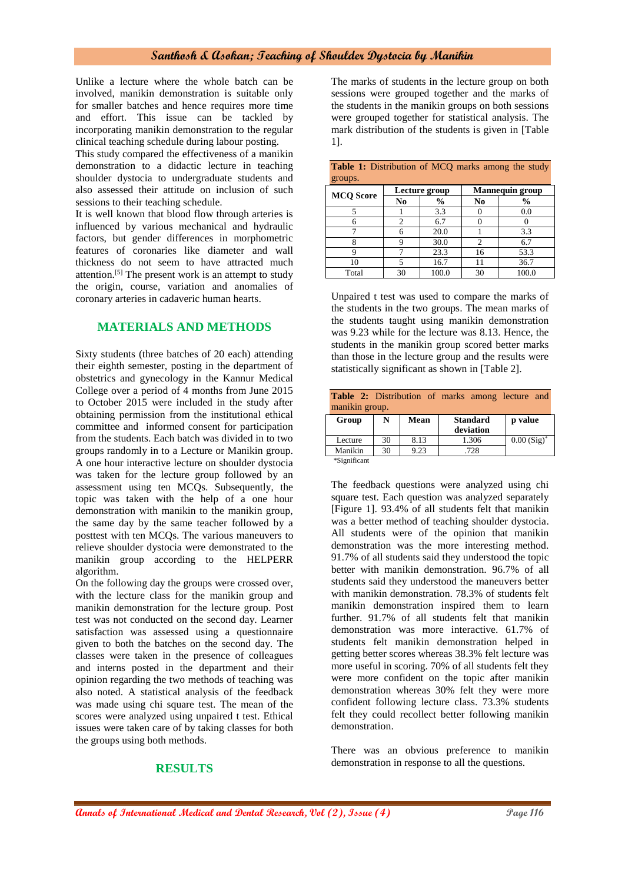Unlike a lecture where the whole batch can be involved, manikin demonstration is suitable only for smaller batches and hence requires more time and effort. This issue can be tackled by incorporating manikin demonstration to the regular clinical teaching schedule during labour posting.

This study compared the effectiveness of a manikin demonstration to a didactic lecture in teaching shoulder dystocia to undergraduate students and also assessed their attitude on inclusion of such sessions to their teaching schedule.

It is well known that blood flow through arteries is influenced by various mechanical and hydraulic factors, but gender differences in morphometric features of coronaries like diameter and wall thickness do not seem to have attracted much attention.[5] The present work is an attempt to study the origin, course, variation and anomalies of coronary arteries in cadaveric human hearts.

## MATERIALS AND METHODS

Sixty students (three batches of 20 each) attending their eighth semester, posting in the department of obstetrics and gynecology in the Kannur Medical College over a period of 4 months from June 2015 to October 2015 were included in the study after obtaining permission from the institutional ethical committee and informed consent for participation from the students. Each batch was divided in to two groups randomly in to a Lecture or Manikin group. A one hour interactive lecture on shoulder dystocia was taken for the lecture group followed by an assessment using ten MCQs. Subsequently, the topic was taken with the help of a one hour demonstration with manikin to the manikin group, the same day by the same teacher followed by a posttest with ten MCQs. The various maneuvers to relieve shoulder dystocia were demonstrated to the manikin group according to the HELPERR algorithm.

On the following day the groups were crossed over, with the lecture class for the manikin group and manikin demonstration for the lecture group. Post test was not conducted on the second day. Learner satisfaction was assessed using a questionnaire given to both the batches on the second day. The classes were taken in the presence of colleagues and interns posted in the department and their opinion regarding the two methods of teaching was also noted. A statistical analysis of the feedback was made using chi square test. The mean of the scores were analyzed using unpaired t test. Ethical issues were taken care of by taking classes for both the groups using both methods.

## RESULTS

The marks of students in the lecture group on both sessions were grouped together and the marks of the students in the manikin groups on both sessions were grouped together for statistical analysis. The mark distribution of the students is given in [Table 1].

**Table 1:** Distribution of MCQ marks among the study groups.

| MCQ Score | Lecture group | | Mannequin group | |
|---|---|---|---|---|
| | No | % | No | % |
| 5 | 1 | 3.3 | 0 | 0.0 |
| 6 | 2 | 6.7 | 0 | 0 |
| 7 | 6 | 20.0 | 1 | 3.3 |
| 8 | 9 | 30.0 | 2 | 6.7 |
| 9 | 7 | 23.3 | 16 | 53.3 |
| 10 | 5 | 16.7 | 11 | 36.7 |
| Total | 30 | 100.0 | 30 | 100.0 |

Unpaired t test was used to compare the marks of the students in the two groups. The mean marks of the students taught using manikin demonstration was 9.23 while for the lecture was 8.13. Hence, the students in the manikin group scored better marks than those in the lecture group and the results were statistically significant as shown in [Table 2].

**Table 2:** Distribution of marks among lecture and manikin group.

| Group | N | Mean | Standard deviation | p value |
|---|---|---|---|---|
| Lecture | 30 | 8.13 | 1.306 | 0.00 (Sig)* |
| Manikin | 30 | 9.23 | .728 | |

*Significant

The feedback questions were analyzed using chi square test. Each question was analyzed separately [Figure 1]. 93.4% of all students felt that manikin was a better method of teaching shoulder dystocia. All students were of the opinion that manikin demonstration was the more interesting method. 91.7% of all students said they understood the topic better with manikin demonstration. 96.7% of all students said they understood the maneuvers better with manikin demonstration. 78.3% of students felt manikin demonstration inspired them to learn further. 91.7% of all students felt that manikin demonstration was more interactive. 61.7% of students felt manikin demonstration helped in getting better scores whereas 38.3% felt lecture was more useful in scoring. 70% of all students felt they were more confident on the topic after manikin demonstration whereas 30% felt they were more confident following lecture class. 73.3% students felt they could recollect better following manikin demonstration.

There was an obvious preference to manikin demonstration in response to all the questions.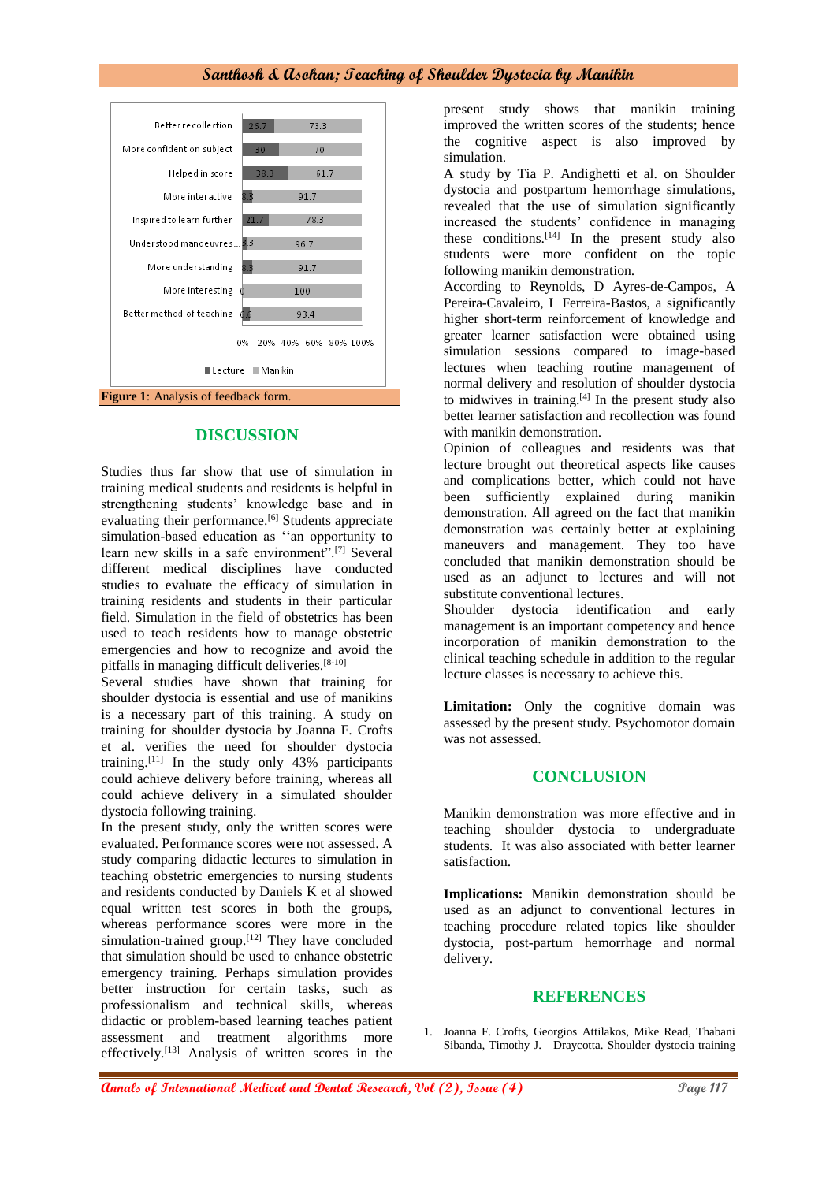| | Lecture | Manikin |
|---|---|---|
| Better recollection | 26.7 | 73.3 |
| More confident on subject | 30 | 70 |
| Helped in score | 38.3 | 61.7 |
| More interactive | 8.3 | 91.7 |
| Inspired to learn further | 21.7 | 78.3 |
| Understood manoeuvres... | 3.3 | 96.7 |
| More understanding | 8.3 | 91.7 |
| More interesting | 0 | 100 |
| Better method of teaching | 6.6 | 93.4 |

**Figure 1**: Analysis of feedback form.

## DISCUSSION

Studies thus far show that use of simulation in training medical students and residents is helpful in strengthening students' knowledge base and in evaluating their performance.[6] Students appreciate simulation-based education as ''an opportunity to learn new skills in a safe environment''.[7] Several different medical disciplines have conducted studies to evaluate the efficacy of simulation in training residents and students in their particular field. Simulation in the field of obstetrics has been used to teach residents how to manage obstetric emergencies and how to recognize and avoid the pitfalls in managing difficult deliveries.[8-10]

Several studies have shown that training for shoulder dystocia is essential and use of manikins is a necessary part of this training. A study on training for shoulder dystocia by Joanna F. Crofts et al. verifies the need for shoulder dystocia training.[11] In the study only 43% participants could achieve delivery before training, whereas all could achieve delivery in a simulated shoulder dystocia following training.

In the present study, only the written scores were evaluated. Performance scores were not assessed. A study comparing didactic lectures to simulation in teaching obstetric emergencies to nursing students and residents conducted by Daniels K et al showed equal written test scores in both the groups, whereas performance scores were more in the simulation-trained group.[12] They have concluded that simulation should be used to enhance obstetric emergency training. Perhaps simulation provides better instruction for certain tasks, such as professionalism and technical skills, whereas didactic or problem-based learning teaches patient assessment and treatment algorithms more effectively.[13] Analysis of written scores in the present study shows that manikin training improved the written scores of the students; hence the cognitive aspect is also improved by simulation.

A study by Tia P. Andighetti et al. on Shoulder dystocia and postpartum hemorrhage simulations, revealed that the use of simulation significantly increased the students' confidence in managing these conditions.[14] In the present study also students were more confident on the topic following manikin demonstration.

According to Reynolds, D Ayres-de-Campos, A Pereira-Cavaleiro, L Ferreira-Bastos, a significantly higher short-term reinforcement of knowledge and greater learner satisfaction were obtained using simulation sessions compared to image-based lectures when teaching routine management of normal delivery and resolution of shoulder dystocia to midwives in training.[4] In the present study also better learner satisfaction and recollection was found with manikin demonstration.

Opinion of colleagues and residents was that lecture brought out theoretical aspects like causes and complications better, which could not have been sufficiently explained during manikin demonstration. All agreed on the fact that manikin demonstration was certainly better at explaining maneuvers and management. They too have concluded that manikin demonstration should be used as an adjunct to lectures and will not substitute conventional lectures.

Shoulder dystocia identification and early management is an important competency and hence the incorporation of manikin demonstration to the clinical teaching schedule in addition to the regular lecture classes is necessary to achieve this.

**Limitation:** Only the cognitive domain was assessed by the present study. Psychomotor domain was not assessed.

## CONCLUSION

Manikin demonstration was more effective and in teaching shoulder dystocia to undergraduate students. It was also associated with better learner satisfaction.

**Implications:** Manikin demonstration should be used as an adjunct to conventional lectures in teaching procedure related topics like shoulder dystocia, post-partum hemorrhage and normal delivery.

## REFERENCES

1. Joanna F. Crofts, Georgios Attilakos, Mike Read, Thabani Sibanda, Timothy J. Draycotta. Shoulder dystocia training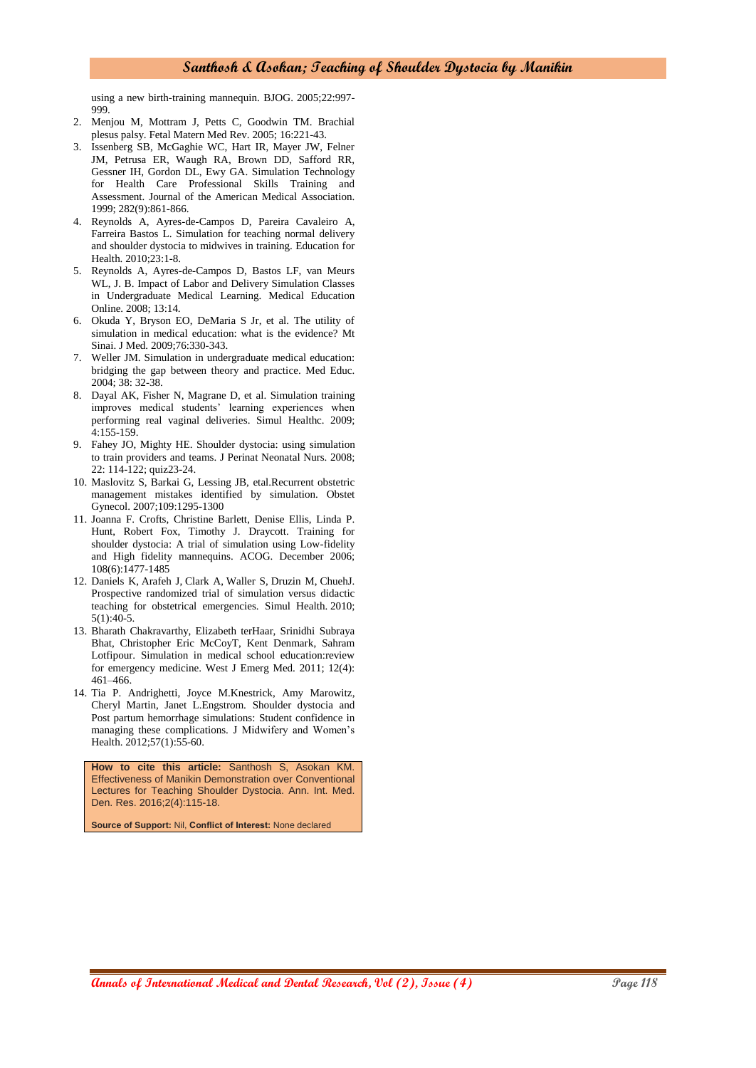using a new birth-training mannequin. BJOG. 2005;22:997-999.

2. Menjou M, Mottram J, Petts C, Goodwin TM. Brachial plesus palsy. Fetal Matern Med Rev. 2005; 16:221-43.
3. Issenberg SB, McGaghie WC, Hart IR, Mayer JW, Felner JM, Petrusa ER, Waugh RA, Brown DD, Safford RR, Gessner IH, Gordon DL, Ewy GA. Simulation Technology for Health Care Professional Skills Training and Assessment. Journal of the American Medical Association. 1999; 282(9):861-866.
4. Reynolds A, Ayres-de-Campos D, Pareira Cavaleiro A, Farreira Bastos L. Simulation for teaching normal delivery and shoulder dystocia to midwives in training. Education for Health. 2010;23:1-8.
5. Reynolds A, Ayres-de-Campos D, Bastos LF, van Meurs WL, J. B. Impact of Labor and Delivery Simulation Classes in Undergraduate Medical Learning. Medical Education Online. 2008; 13:14.
6. Okuda Y, Bryson EO, DeMaria S Jr, et al. The utility of simulation in medical education: what is the evidence? Mt Sinai. J Med. 2009;76:330-343.
7. Weller JM. Simulation in undergraduate medical education: bridging the gap between theory and practice. Med Educ. 2004; 38: 32-38.
8. Dayal AK, Fisher N, Magrane D, et al. Simulation training improves medical students' learning experiences when performing real vaginal deliveries. Simul Healthc. 2009; 4:155-159.
9. Fahey JO, Mighty HE. Shoulder dystocia: using simulation to train providers and teams. J Perinat Neonatal Nurs. 2008; 22: 114-122; quiz23-24.
10. Maslovitz S, Barkai G, Lessing JB, etal.Recurrent obstetric management mistakes identified by simulation. Obstet Gynecol. 2007;109:1295-1300
11. Joanna F. Crofts, Christine Barlett, Denise Ellis, Linda P. Hunt, Robert Fox, Timothy J. Draycott. Training for shoulder dystocia: A trial of simulation using Low-fidelity and High fidelity mannequins. ACOG. December 2006; 108(6):1477-1485
12. Daniels K, Arafeh J, Clark A, Waller S, Druzin M, ChuehJ. Prospective randomized trial of simulation versus didactic teaching for obstetrical emergencies. Simul Health. 2010; 5(1):40-5.
13. Bharath Chakravarthy, Elizabeth terHaar, Srinidhi Subraya Bhat, Christopher Eric McCoyT, Kent Denmark, Sahram Lotfipour. Simulation in medical school education:review for emergency medicine. West J Emerg Med. 2011; 12(4): 461–466.
14. Tia P. Andrighetti, Joyce M.Knestrick, Amy Marowitz, Cheryl Martin, Janet L.Engstrom. Shoulder dystocia and Post partum hemorrhage simulations: Student confidence in managing these complications. J Midwifery and Women's Health. 2012;57(1):55-60.

**How to cite this article:** Santhosh S, Asokan KM. Effectiveness of Manikin Demonstration over Conventional Lectures for Teaching Shoulder Dystocia. Ann. Int. Med. Den. Res. 2016;2(4):115-18.

**Source of Support:** Nil, **Conflict of Interest:** None declared